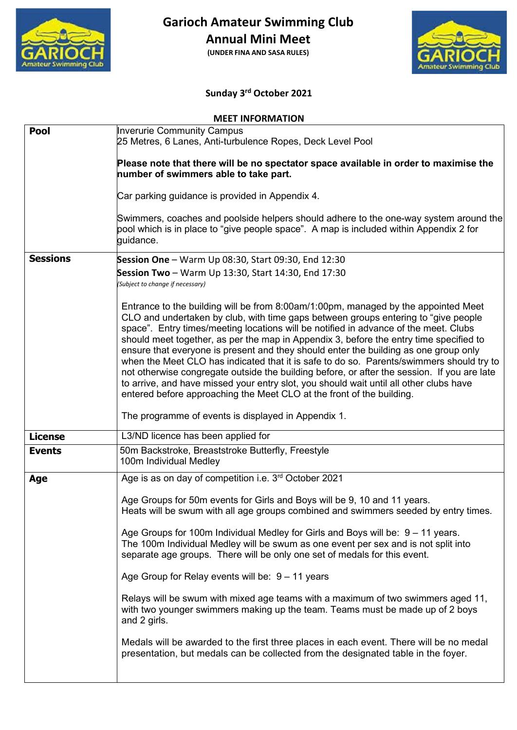# Garioch Amateur Swimming Club

## Annual Mini Meet

**(UNDER FINA AND SASA RULES)**

**Sunday 3rd October 2021**

### MEET INFORMATION

| | |
|---|---|
| **Pool** | Inverurie Community Campus<br>25 Metres, 6 Lanes, Anti-turbulence Ropes, Deck Level Pool<br><br>**Please note that there will be no spectator space available in order to maximise the number of swimmers able to take part.**<br><br>Car parking guidance is provided in Appendix 4.<br><br>Swimmers, coaches and poolside helpers should adhere to the one-way system around the pool which is in place to "give people space". A map is included within Appendix 2 for guidance. |
| **Sessions** | **Session One** – Warm Up 08:30, Start 09:30, End 12:30<br>**Session Two** – Warm Up 13:30, Start 14:30, End 17:30<br>*(Subject to change if necessary)*<br><br>Entrance to the building will be from 8:00am/1:00pm, managed by the appointed Meet CLO and undertaken by club, with time gaps between groups entering to "give people space". Entry times/meeting locations will be notified in advance of the meet. Clubs should meet together, as per the map in Appendix 3, before the entry time specified to ensure that everyone is present and they should enter the building as one group only when the Meet CLO has indicated that it is safe to do so. Parents/swimmers should try to not otherwise congregate outside the building before, or after the session. If you are late to arrive, and have missed your entry slot, you should wait until all other clubs have entered before approaching the Meet CLO at the front of the building.<br><br>The programme of events is displayed in Appendix 1. |
| **License** | L3/ND licence has been applied for |
| **Events** | 50m Backstroke, Breaststroke Butterfly, Freestyle<br>100m Individual Medley |
| **Age** | Age is as on day of competition i.e. 3rd October 2021<br><br>Age Groups for 50m events for Girls and Boys will be 9, 10 and 11 years.<br>Heats will be swum with all age groups combined and swimmers seeded by entry times.<br><br>Age Groups for 100m Individual Medley for Girls and Boys will be: 9 – 11 years.<br>The 100m Individual Medley will be swum as one event per sex and is not split into separate age groups. There will be only one set of medals for this event.<br><br>Age Group for Relay events will be: 9 – 11 years<br><br>Relays will be swum with mixed age teams with a maximum of two swimmers aged 11, with two younger swimmers making up the team. Teams must be made up of 2 boys and 2 girls.<br><br>Medals will be awarded to the first three places in each event. There will be no medal presentation, but medals can be collected from the designated table in the foyer. |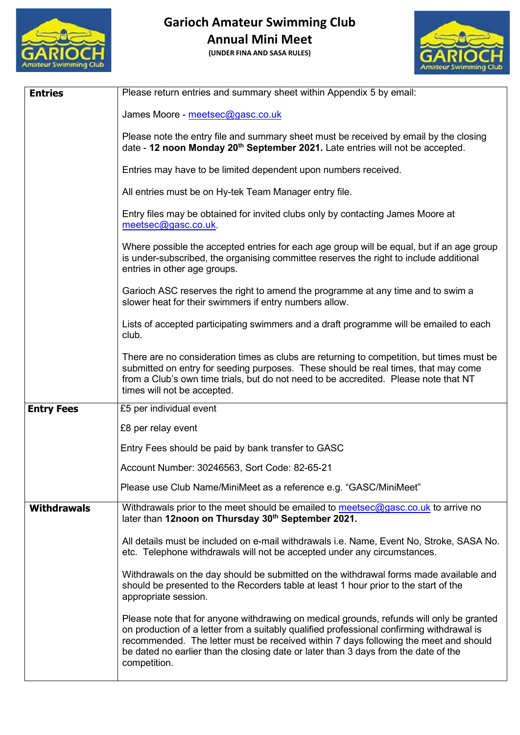# Garioch Amateur Swimming Club
## Annual Mini Meet
**(UNDER FINA AND SASA RULES)**

| | |
|---|---|
| **Entries** | Please return entries and summary sheet within Appendix 5 by email:<br><br>James Moore - meetsec@gasc.co.uk<br><br>Please note the entry file and summary sheet must be received by email by the closing date - **12 noon Monday 20th September 2021.** Late entries will not be accepted.<br><br>Entries may have to be limited dependent upon numbers received.<br><br>All entries must be on Hy-tek Team Manager entry file.<br><br>Entry files may be obtained for invited clubs only by contacting James Moore at meetsec@gasc.co.uk.<br><br>Where possible the accepted entries for each age group will be equal, but if an age group is under-subscribed, the organising committee reserves the right to include additional entries in other age groups.<br><br>Garioch ASC reserves the right to amend the programme at any time and to swim a slower heat for their swimmers if entry numbers allow.<br><br>Lists of accepted participating swimmers and a draft programme will be emailed to each club.<br><br>There are no consideration times as clubs are returning to competition, but times must be submitted on entry for seeding purposes. These should be real times, that may come from a Club's own time trials, but do not need to be accredited. Please note that NT times will not be accepted. |
| **Entry Fees** | £5 per individual event<br><br>£8 per relay event<br><br>Entry Fees should be paid by bank transfer to GASC<br><br>Account Number: 30246563, Sort Code: 82-65-21<br><br>Please use Club Name/MiniMeet as a reference e.g. "GASC/MiniMeet" |
| **Withdrawals** | Withdrawals prior to the meet should be emailed to meetsec@gasc.co.uk to arrive no later than **12noon on Thursday 30th September 2021.**<br><br>All details must be included on e-mail withdrawals i.e. Name, Event No, Stroke, SASA No. etc. Telephone withdrawals will not be accepted under any circumstances.<br><br>Withdrawals on the day should be submitted on the withdrawal forms made available and should be presented to the Recorders table at least 1 hour prior to the start of the appropriate session.<br><br>Please note that for anyone withdrawing on medical grounds, refunds will only be granted on production of a letter from a suitably qualified professional confirming withdrawal is recommended. The letter must be received within 7 days following the meet and should be dated no earlier than the closing date or later than 3 days from the date of the competition. |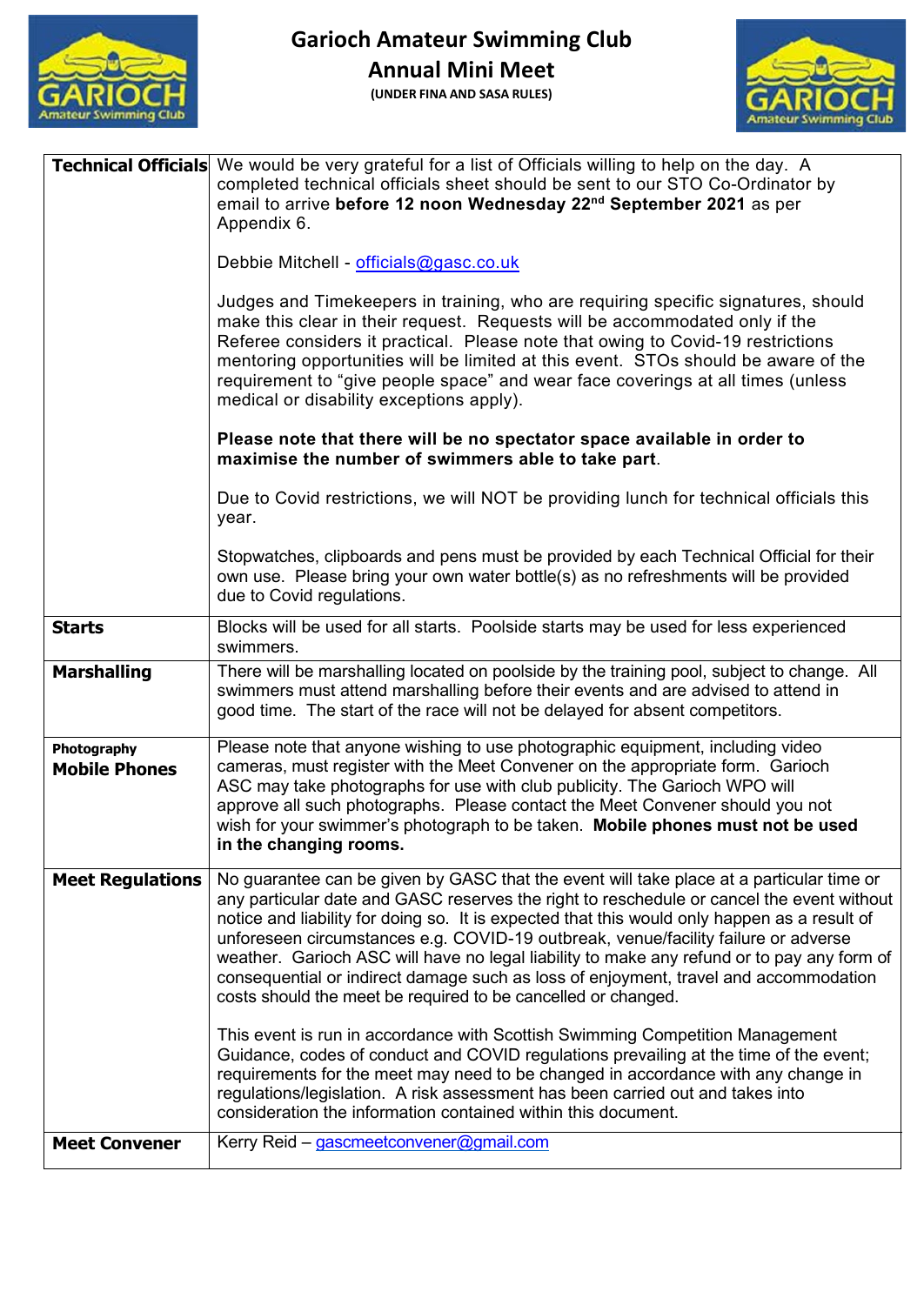# Garioch Amateur Swimming Club
## Annual Mini Meet
**(UNDER FINA AND SASA RULES)**

| | |
|---|---|
| **Technical Officials** | We would be very grateful for a list of Officials willing to help on the day. A completed technical officials sheet should be sent to our STO Co-Ordinator by email to arrive **before 12 noon Wednesday 22nd September 2021** as per Appendix 6.<br><br>Debbie Mitchell - officials@gasc.co.uk<br><br>Judges and Timekeepers in training, who are requiring specific signatures, should make this clear in their request. Requests will be accommodated only if the Referee considers it practical. Please note that owing to Covid-19 restrictions mentoring opportunities will be limited at this event. STOs should be aware of the requirement to "give people space" and wear face coverings at all times (unless medical or disability exceptions apply).<br><br>**Please note that there will be no spectator space available in order to maximise the number of swimmers able to take part**.<br><br>Due to Covid restrictions, we will NOT be providing lunch for technical officials this year.<br><br>Stopwatches, clipboards and pens must be provided by each Technical Official for their own use. Please bring your own water bottle(s) as no refreshments will be provided due to Covid regulations. |
| **Starts** | Blocks will be used for all starts. Poolside starts may be used for less experienced swimmers. |
| **Marshalling** | There will be marshalling located on poolside by the training pool, subject to change. All swimmers must attend marshalling before their events and are advised to attend in good time. The start of the race will not be delayed for absent competitors. |
| **Photography**<br>**Mobile Phones** | Please note that anyone wishing to use photographic equipment, including video cameras, must register with the Meet Convener on the appropriate form. Garioch ASC may take photographs for use with club publicity. The Garioch WPO will approve all such photographs. Please contact the Meet Convener should you not wish for your swimmer's photograph to be taken. **Mobile phones must not be used in the changing rooms.** |
| **Meet Regulations** | No guarantee can be given by GASC that the event will take place at a particular time or any particular date and GASC reserves the right to reschedule or cancel the event without notice and liability for doing so. It is expected that this would only happen as a result of unforeseen circumstances e.g. COVID-19 outbreak, venue/facility failure or adverse weather. Garioch ASC will have no legal liability to make any refund or to pay any form of consequential or indirect damage such as loss of enjoyment, travel and accommodation costs should the meet be required to be cancelled or changed.<br><br>This event is run in accordance with Scottish Swimming Competition Management Guidance, codes of conduct and COVID regulations prevailing at the time of the event; requirements for the meet may need to be changed in accordance with any change in regulations/legislation. A risk assessment has been carried out and takes into consideration the information contained within this document. |
| **Meet Convener** | Kerry Reid – gascmeetconvener@gmail.com |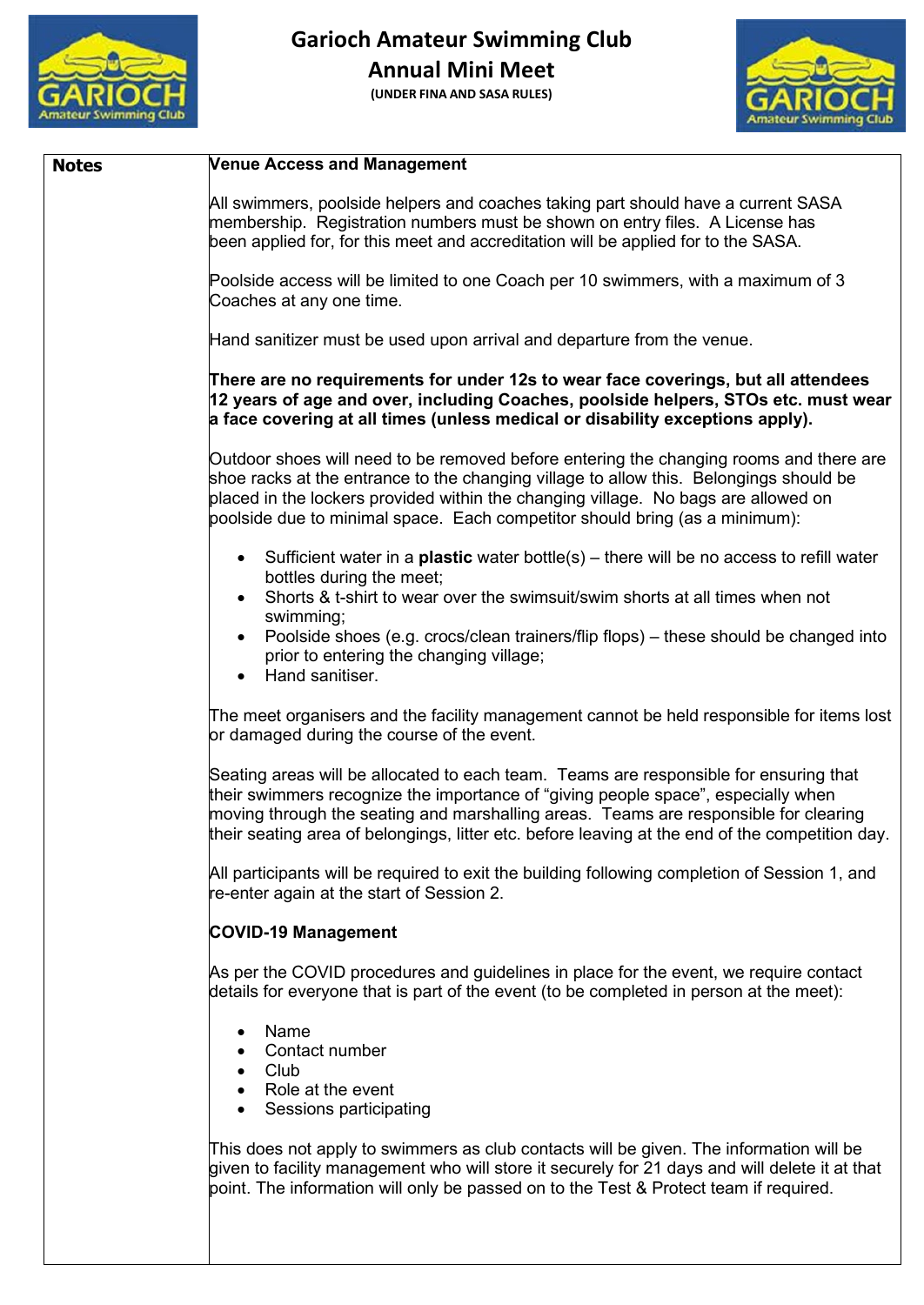# Garioch Amateur Swimming Club
## Annual Mini Meet
**(UNDER FINA AND SASA RULES)**

**Notes**

### Venue Access and Management

All swimmers, poolside helpers and coaches taking part should have a current SASA membership. Registration numbers must be shown on entry files. A License has been applied for, for this meet and accreditation will be applied for to the SASA.

Poolside access will be limited to one Coach per 10 swimmers, with a maximum of 3 Coaches at any one time.

Hand sanitizer must be used upon arrival and departure from the venue.

**There are no requirements for under 12s to wear face coverings, but all attendees 12 years of age and over, including Coaches, poolside helpers, STOs etc. must wear a face covering at all times (unless medical or disability exceptions apply).**

Outdoor shoes will need to be removed before entering the changing rooms and there are shoe racks at the entrance to the changing village to allow this. Belongings should be placed in the lockers provided within the changing village. No bags are allowed on poolside due to minimal space. Each competitor should bring (as a minimum):

- Sufficient water in a **plastic** water bottle(s) – there will be no access to refill water bottles during the meet;
- Shorts & t-shirt to wear over the swimsuit/swim shorts at all times when not swimming;
- Poolside shoes (e.g. crocs/clean trainers/flip flops) – these should be changed into prior to entering the changing village;
- Hand sanitiser.

The meet organisers and the facility management cannot be held responsible for items lost or damaged during the course of the event.

Seating areas will be allocated to each team. Teams are responsible for ensuring that their swimmers recognize the importance of "giving people space", especially when moving through the seating and marshalling areas. Teams are responsible for clearing their seating area of belongings, litter etc. before leaving at the end of the competition day.

All participants will be required to exit the building following completion of Session 1, and re-enter again at the start of Session 2.

### COVID-19 Management

As per the COVID procedures and guidelines in place for the event, we require contact details for everyone that is part of the event (to be completed in person at the meet):

- Name
- Contact number
- Club
- Role at the event
- Sessions participating

This does not apply to swimmers as club contacts will be given. The information will be given to facility management who will store it securely for 21 days and will delete it at that point. The information will only be passed on to the Test & Protect team if required.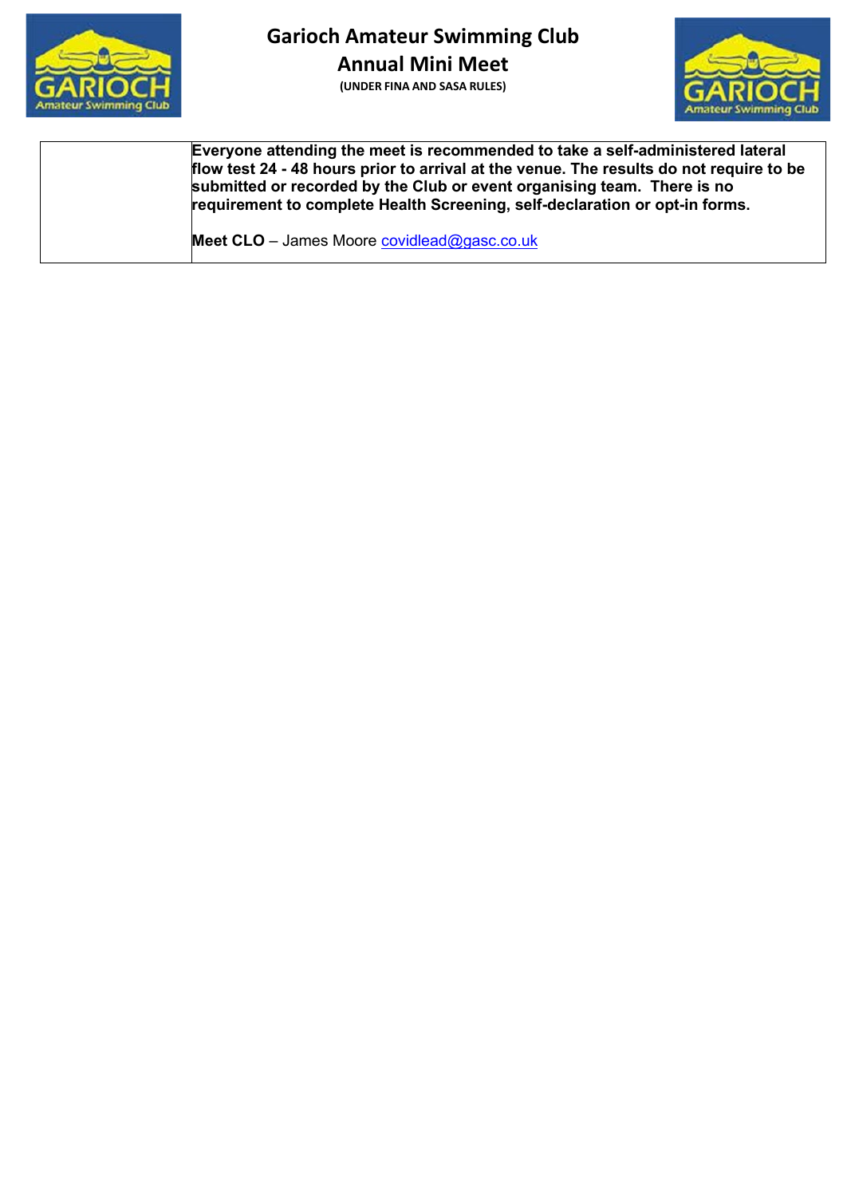# Garioch Amateur Swimming Club
## Annual Mini Meet
**(UNDER FINA AND SASA RULES)**

| | |
|---|---|
| | **Everyone attending the meet is recommended to take a self-administered lateral flow test 24 - 48 hours prior to arrival at the venue. The results do not require to be submitted or recorded by the Club or event organising team. There is no requirement to complete Health Screening, self-declaration or opt-in forms.** <br><br> **Meet CLO** – James Moore covidlead@gasc.co.uk |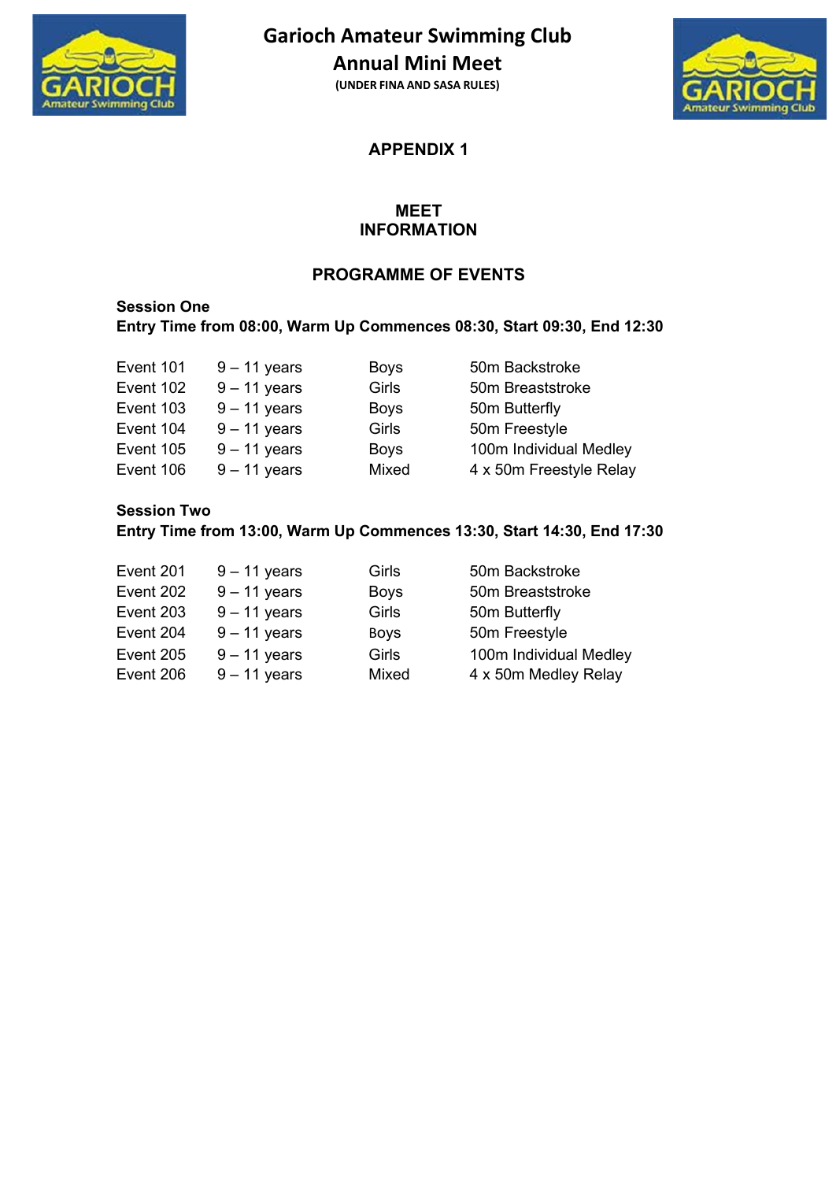# Garioch Amateur Swimming Club

## Annual Mini Meet

**(UNDER FINA AND SASA RULES)**

## APPENDIX 1

### MEET INFORMATION

### PROGRAMME OF EVENTS

**Session One**

**Entry Time from 08:00, Warm Up Commences 08:30, Start 09:30, End 12:30**

| | | | |
|---|---|---|---|
| Event 101 | 9 – 11 years | Boys | 50m Backstroke |
| Event 102 | 9 – 11 years | Girls | 50m Breaststroke |
| Event 103 | 9 – 11 years | Boys | 50m Butterfly |
| Event 104 | 9 – 11 years | Girls | 50m Freestyle |
| Event 105 | 9 – 11 years | Boys | 100m Individual Medley |
| Event 106 | 9 – 11 years | Mixed | 4 x 50m Freestyle Relay |

**Session Two**

**Entry Time from 13:00, Warm Up Commences 13:30, Start 14:30, End 17:30**

| | | | |
|---|---|---|---|
| Event 201 | 9 – 11 years | Girls | 50m Backstroke |
| Event 202 | 9 – 11 years | Boys | 50m Breaststroke |
| Event 203 | 9 – 11 years | Girls | 50m Butterfly |
| Event 204 | 9 – 11 years | Boys | 50m Freestyle |
| Event 205 | 9 – 11 years | Girls | 100m Individual Medley |
| Event 206 | 9 – 11 years | Mixed | 4 x 50m Medley Relay |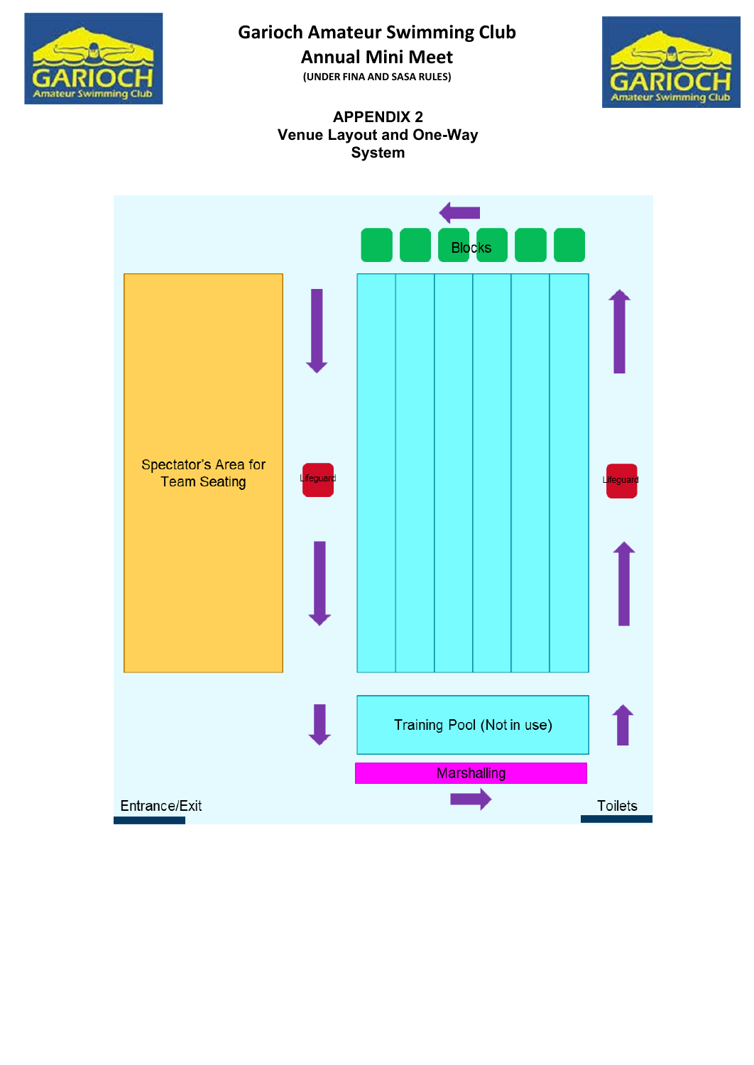# Garioch Amateur Swimming Club
## Annual Mini Meet
(UNDER FINA AND SASA RULES)

### APPENDIX 2
### Venue Layout and One-Way System

Blocks

Spectator's Area for Team Seating

Lifeguard

Lifeguard

Training Pool (Not in use)

Marshalling

Entrance/Exit

Toilets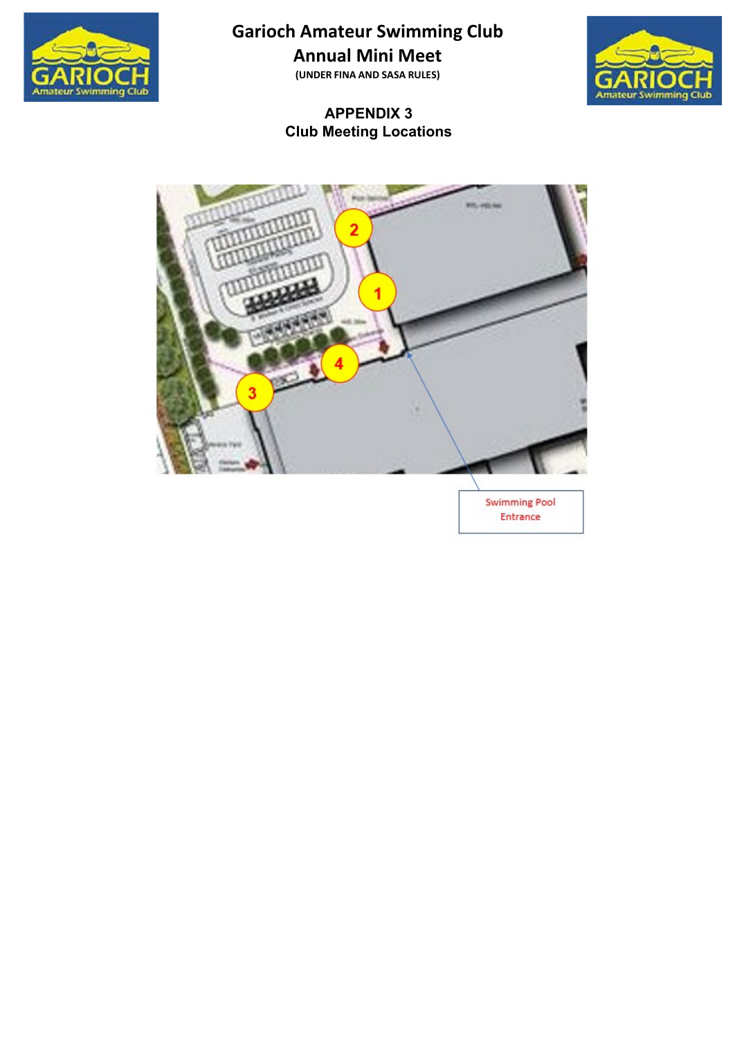# Garioch Amateur Swimming Club
## Annual Mini Meet
(UNDER FINA AND SASA RULES)

### APPENDIX 3
### Club Meeting Locations

1
2
3
4

Swimming Pool Entrance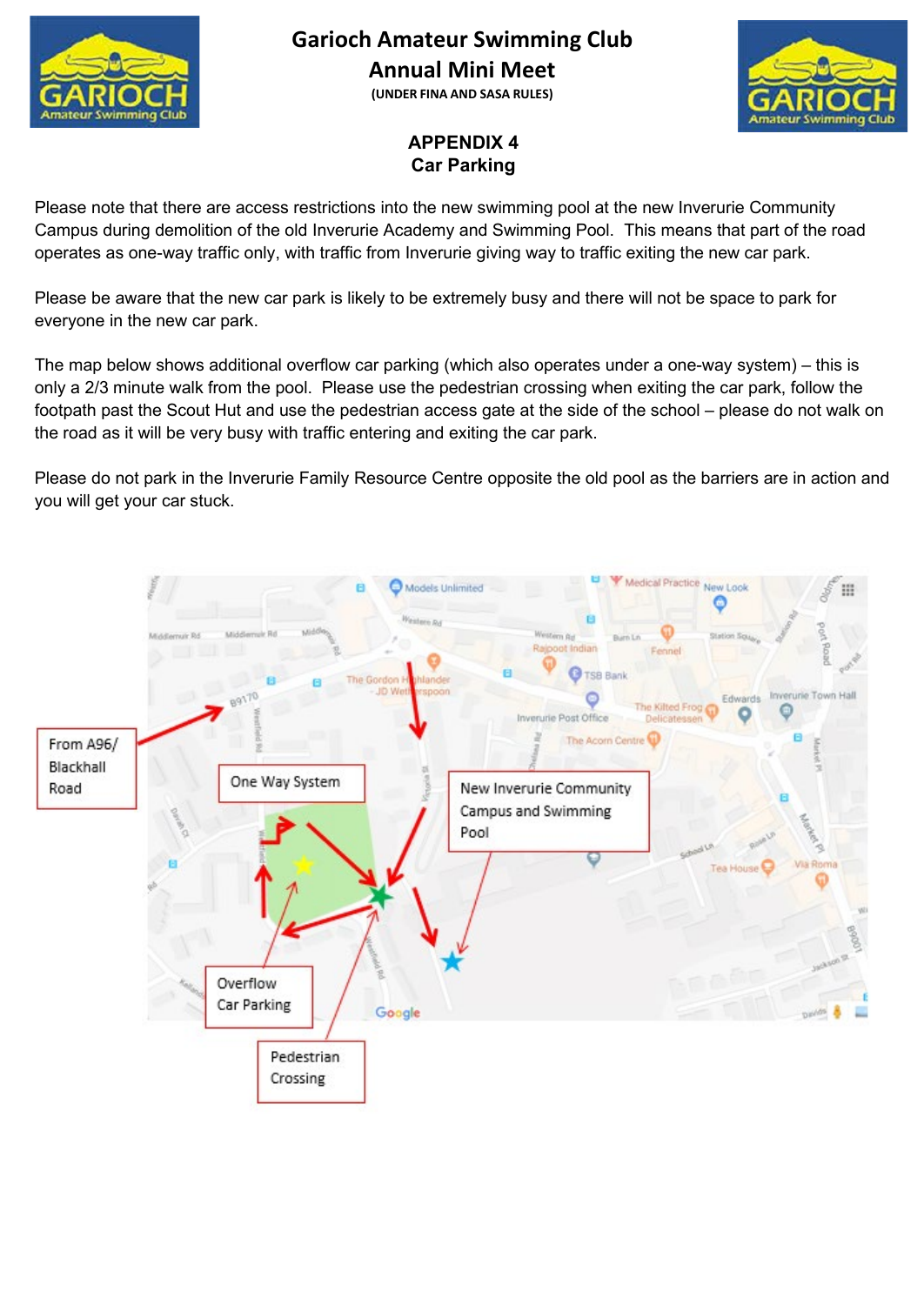## APPENDIX 4
## Car Parking

Please note that there are access restrictions into the new swimming pool at the new Inverurie Community Campus during demolition of the old Inverurie Academy and Swimming Pool. This means that part of the road operates as one-way traffic only, with traffic from Inverurie giving way to traffic exiting the new car park.

Please be aware that the new car park is likely to be extremely busy and there will not be space to park for everyone in the new car park.

The map below shows additional overflow car parking (which also operates under a one-way system) – this is only a 2/3 minute walk from the pool. Please use the pedestrian crossing when exiting the car park, follow the footpath past the Scout Hut and use the pedestrian access gate at the side of the school – please do not walk on the road as it will be very busy with traffic entering and exiting the car park.

Please do not park in the Inverurie Family Resource Centre opposite the old pool as the barriers are in action and you will get your car stuck.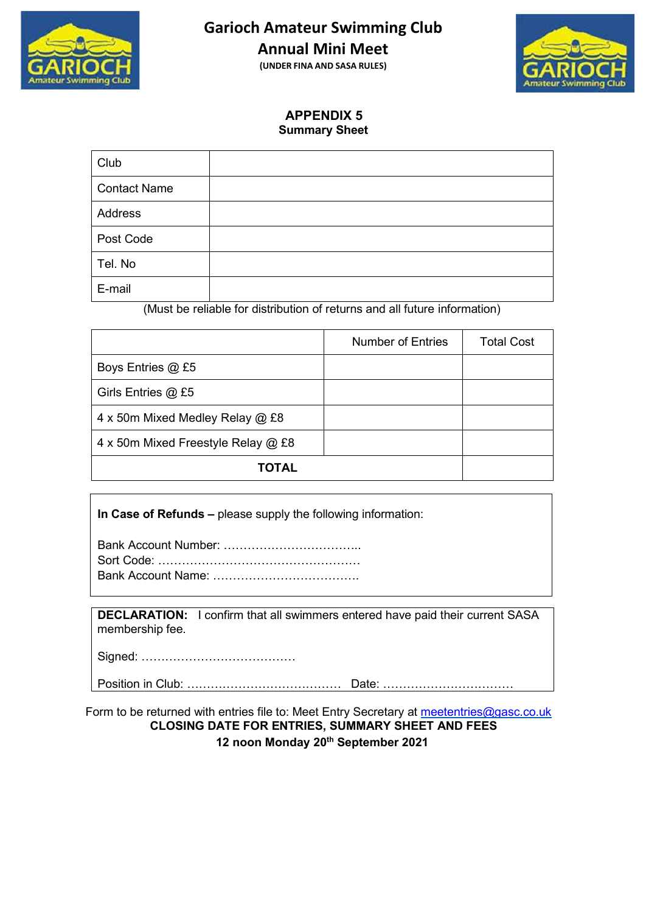# Garioch Amateur Swimming Club
## Annual Mini Meet
**(UNDER FINA AND SASA RULES)**

## APPENDIX 5
**Summary Sheet**

| Club | |
|---|---|
| Contact Name | |
| Address | |
| Post Code | |
| Tel. No | |
| E-mail | |

(Must be reliable for distribution of returns and all future information)

| | Number of Entries | Total Cost |
|---|---|---|
| Boys Entries @ £5 | | |
| Girls Entries @ £5 | | |
| 4 x 50m Mixed Medley Relay @ £8 | | |
| 4 x 50m Mixed Freestyle Relay @ £8 | | |
| **TOTAL** | | |

**In Case of Refunds –** please supply the following information:

Bank Account Number: ……………………………..
Sort Code: ……………………………………………
Bank Account Name: ……………………………….

**DECLARATION:** I confirm that all swimmers entered have paid their current SASA membership fee.

Signed: …………………………………

Position in Club: …………………………………  Date: ……………………………

Form to be returned with entries file to: Meet Entry Secretary at meetentries@gasc.co.uk

**CLOSING DATE FOR ENTRIES, SUMMARY SHEET AND FEES**

**12 noon Monday 20th September 2021**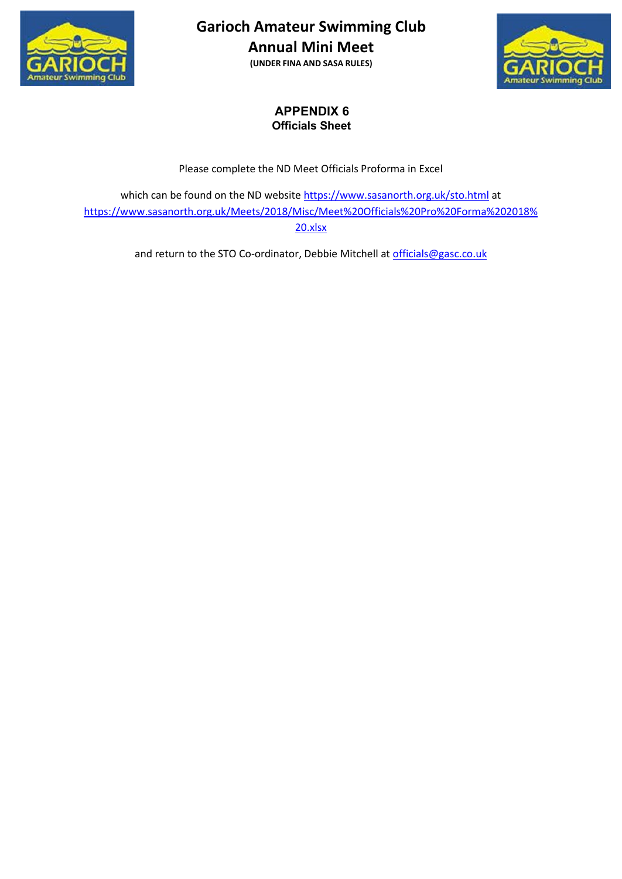# Garioch Amateur Swimming Club
## Annual Mini Meet
**(UNDER FINA AND SASA RULES)**

### APPENDIX 6
**Officials Sheet**

Please complete the ND Meet Officials Proforma in Excel

which can be found on the ND website https://www.sasanorth.org.uk/sto.html at https://www.sasanorth.org.uk/Meets/2018/Misc/Meet%20Officials%20Pro%20Forma%202018%20.xlsx

and return to the STO Co-ordinator, Debbie Mitchell at officials@gasc.co.uk